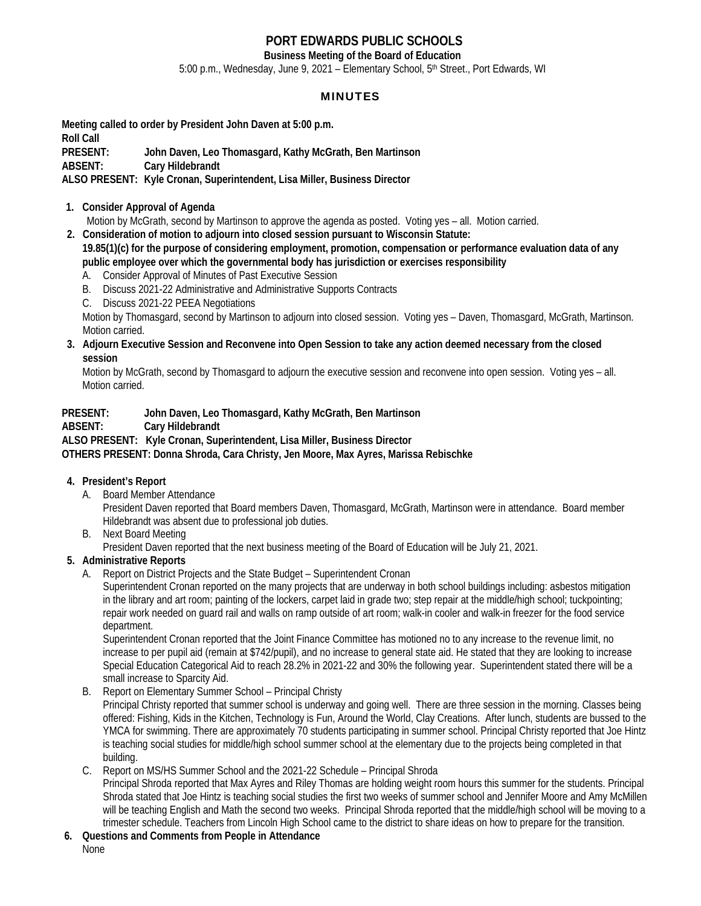# PORT EDWARDS PUBLIC SCHOOLS

**Business Meeting of the Board of Education**

5:00 p.m., Wednesday, June 9, 2021 – Elementary School, 5th Street., Port Edwards, WI

## MINUTES

**Meeting called to order by President John Daven at 5:00 p.m.**
**Roll Call**
**PRESENT: John Daven, Leo Thomasgard, Kathy McGrath, Ben Martinson**
**ABSENT: Cary Hildebrandt**
**ALSO PRESENT: Kyle Cronan, Superintendent, Lisa Miller, Business Director**

1. **Consider Approval of Agenda**
   Motion by McGrath, second by Martinson to approve the agenda as posted. Voting yes – all. Motion carried.
2. **Consideration of motion to adjourn into closed session pursuant to Wisconsin Statute: 19.85(1)(c) for the purpose of considering employment, promotion, compensation or performance evaluation data of any public employee over which the governmental body has jurisdiction or exercises responsibility**
   A. Consider Approval of Minutes of Past Executive Session
   B. Discuss 2021-22 Administrative and Administrative Supports Contracts
   C. Discuss 2021-22 PEEA Negotiations

   Motion by Thomasgard, second by Martinson to adjourn into closed session. Voting yes – Daven, Thomasgard, McGrath, Martinson. Motion carried.
3. **Adjourn Executive Session and Reconvene into Open Session to take any action deemed necessary from the closed session**
   Motion by McGrath, second by Thomasgard to adjourn the executive session and reconvene into open session. Voting yes – all. Motion carried.

**PRESENT: John Daven, Leo Thomasgard, Kathy McGrath, Ben Martinson**
**ABSENT: Cary Hildebrandt**
**ALSO PRESENT: Kyle Cronan, Superintendent, Lisa Miller, Business Director**
**OTHERS PRESENT: Donna Shroda, Cara Christy, Jen Moore, Max Ayres, Marissa Rebischke**

4. **President's Report**
   A. Board Member Attendance
   President Daven reported that Board members Daven, Thomasgard, McGrath, Martinson were in attendance. Board member Hildebrandt was absent due to professional job duties.
   B. Next Board Meeting
   President Daven reported that the next business meeting of the Board of Education will be July 21, 2021.
5. **Administrative Reports**
   A. Report on District Projects and the State Budget – Superintendent Cronan
   Superintendent Cronan reported on the many projects that are underway in both school buildings including: asbestos mitigation in the library and art room; painting of the lockers, carpet laid in grade two; step repair at the middle/high school; tuckpointing; repair work needed on guard rail and walls on ramp outside of art room; walk-in cooler and walk-in freezer for the food service department.
   Superintendent Cronan reported that the Joint Finance Committee has motioned no to any increase to the revenue limit, no increase to per pupil aid (remain at $742/pupil), and no increase to general state aid. He stated that they are looking to increase Special Education Categorical Aid to reach 28.2% in 2021-22 and 30% the following year. Superintendent stated there will be a small increase to Sparcity Aid.
   B. Report on Elementary Summer School – Principal Christy
   Principal Christy reported that summer school is underway and going well. There are three session in the morning. Classes being offered: Fishing, Kids in the Kitchen, Technology is Fun, Around the World, Clay Creations. After lunch, students are bussed to the YMCA for swimming. There are approximately 70 students participating in summer school. Principal Christy reported that Joe Hintz is teaching social studies for middle/high school summer school at the elementary due to the projects being completed in that building.
   C. Report on MS/HS Summer School and the 2021-22 Schedule – Principal Shroda
   Principal Shroda reported that Max Ayres and Riley Thomas are holding weight room hours this summer for the students. Principal Shroda stated that Joe Hintz is teaching social studies the first two weeks of summer school and Jennifer Moore and Amy McMillen will be teaching English and Math the second two weeks. Principal Shroda reported that the middle/high school will be moving to a trimester schedule. Teachers from Lincoln High School came to the district to share ideas on how to prepare for the transition.
6. **Questions and Comments from People in Attendance**
   None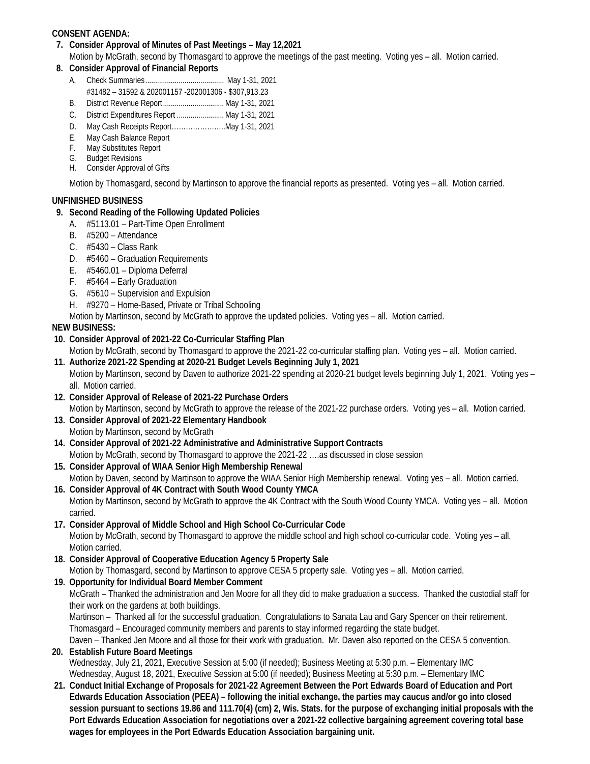**CONSENT AGENDA:**

**7. Consider Approval of Minutes of Past Meetings – May 12,2021**

Motion by McGrath, second by Thomasgard to approve the meetings of the past meeting. Voting yes – all. Motion carried.

**8. Consider Approval of Financial Reports**

A. Check Summaries........................................ May 1-31, 2021
#31482 – 31592 & 202001157 -202001306 - $307,913.23
B. District Revenue Report............................... May 1-31, 2021
C. District Expenditures Report ........................ May 1-31, 2021
D. May Cash Receipts Report…………………..May 1-31, 2021
E. May Cash Balance Report
F. May Substitutes Report
G. Budget Revisions
H. Consider Approval of Gifts

Motion by Thomasgard, second by Martinson to approve the financial reports as presented. Voting yes – all. Motion carried.

**UNFINISHED BUSINESS**

**9. Second Reading of the Following Updated Policies**

A. #5113.01 – Part-Time Open Enrollment
B. #5200 – Attendance
C. #5430 – Class Rank
D. #5460 – Graduation Requirements
E. #5460.01 – Diploma Deferral
F. #5464 – Early Graduation
G. #5610 – Supervision and Expulsion
H. #9270 – Home-Based, Private or Tribal Schooling

Motion by Martinson, second by McGrath to approve the updated policies. Voting yes – all. Motion carried.

**NEW BUSINESS:**

**10. Consider Approval of 2021-22 Co-Curricular Staffing Plan**

Motion by McGrath, second by Thomasgard to approve the 2021-22 co-curricular staffing plan. Voting yes – all. Motion carried.

**11. Authorize 2021-22 Spending at 2020-21 Budget Levels Beginning July 1, 2021**

Motion by Martinson, second by Daven to authorize 2021-22 spending at 2020-21 budget levels beginning July 1, 2021. Voting yes – all. Motion carried.

**12. Consider Approval of Release of 2021-22 Purchase Orders**

Motion by Martinson, second by McGrath to approve the release of the 2021-22 purchase orders. Voting yes – all. Motion carried.

**13. Consider Approval of 2021-22 Elementary Handbook**

Motion by Martinson, second by McGrath

**14. Consider Approval of 2021-22 Administrative and Administrative Support Contracts**

Motion by McGrath, second by Thomasgard to approve the 2021-22 ….as discussed in close session

**15. Consider Approval of WIAA Senior High Membership Renewal**

Motion by Daven, second by Martinson to approve the WIAA Senior High Membership renewal. Voting yes – all. Motion carried.

**16. Consider Approval of 4K Contract with South Wood County YMCA**

Motion by Martinson, second by McGrath to approve the 4K Contract with the South Wood County YMCA. Voting yes – all. Motion carried.

**17. Consider Approval of Middle School and High School Co-Curricular Code**

Motion by McGrath, second by Thomasgard to approve the middle school and high school co-curricular code. Voting yes – all. Motion carried.

**18. Consider Approval of Cooperative Education Agency 5 Property Sale**

Motion by Thomasgard, second by Martinson to approve CESA 5 property sale. Voting yes – all. Motion carried.

**19. Opportunity for Individual Board Member Comment**

McGrath – Thanked the administration and Jen Moore for all they did to make graduation a success. Thanked the custodial staff for their work on the gardens at both buildings.

Martinson – Thanked all for the successful graduation. Congratulations to Sanata Lau and Gary Spencer on their retirement.

Thomasgard – Encouraged community members and parents to stay informed regarding the state budget.

Daven – Thanked Jen Moore and all those for their work with graduation. Mr. Daven also reported on the CESA 5 convention.

**20. Establish Future Board Meetings**

Wednesday, July 21, 2021, Executive Session at 5:00 (if needed); Business Meeting at 5:30 p.m. – Elementary IMC
Wednesday, August 18, 2021, Executive Session at 5:00 (if needed); Business Meeting at 5:30 p.m. – Elementary IMC

**21. Conduct Initial Exchange of Proposals for 2021-22 Agreement Between the Port Edwards Board of Education and Port Edwards Education Association (PEEA) – following the initial exchange, the parties may caucus and/or go into closed session pursuant to sections 19.86 and 111.70(4) (cm) 2, Wis. Stats. for the purpose of exchanging initial proposals with the Port Edwards Education Association for negotiations over a 2021-22 collective bargaining agreement covering total base wages for employees in the Port Edwards Education Association bargaining unit.**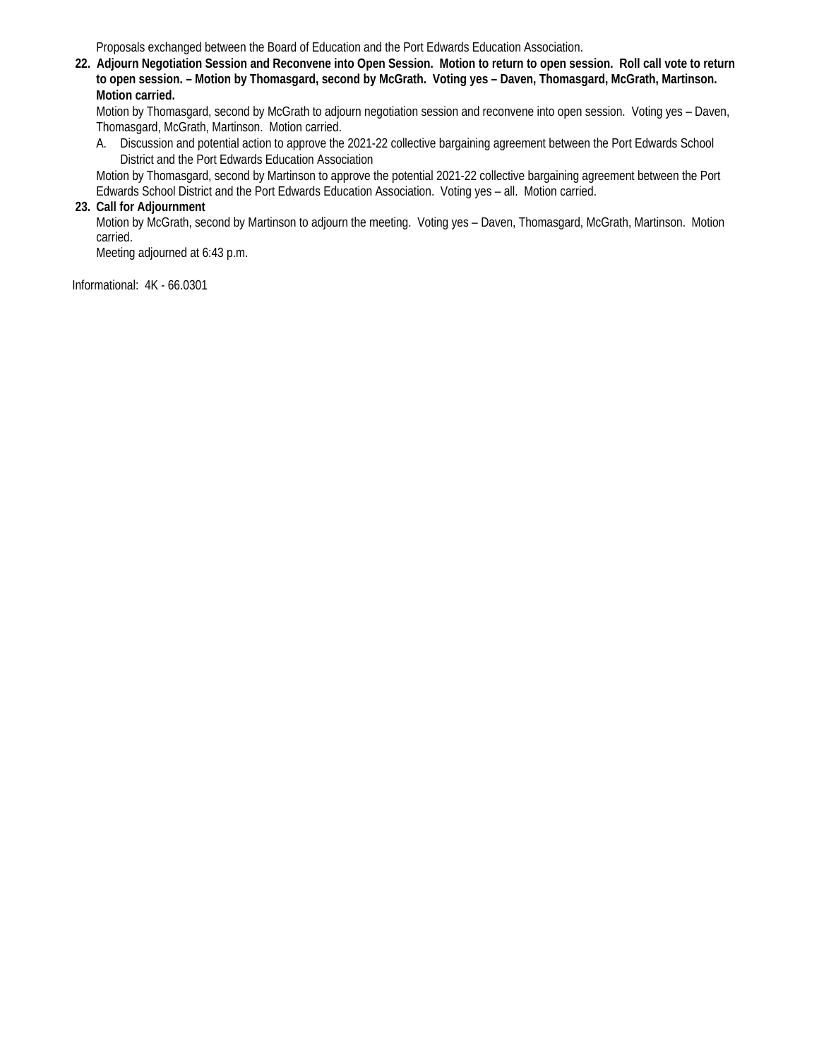Proposals exchanged between the Board of Education and the Port Edwards Education Association.

**22. Adjourn Negotiation Session and Reconvene into Open Session. Motion to return to open session. Roll call vote to return to open session. – Motion by Thomasgard, second by McGrath. Voting yes – Daven, Thomasgard, McGrath, Martinson. Motion carried.**

Motion by Thomasgard, second by McGrath to adjourn negotiation session and reconvene into open session. Voting yes – Daven, Thomasgard, McGrath, Martinson. Motion carried.

A. Discussion and potential action to approve the 2021-22 collective bargaining agreement between the Port Edwards School District and the Port Edwards Education Association

Motion by Thomasgard, second by Martinson to approve the potential 2021-22 collective bargaining agreement between the Port Edwards School District and the Port Edwards Education Association. Voting yes – all. Motion carried.

**23. Call for Adjournment**

Motion by McGrath, second by Martinson to adjourn the meeting. Voting yes – Daven, Thomasgard, McGrath, Martinson. Motion carried.

Meeting adjourned at 6:43 p.m.

Informational: 4K - 66.0301